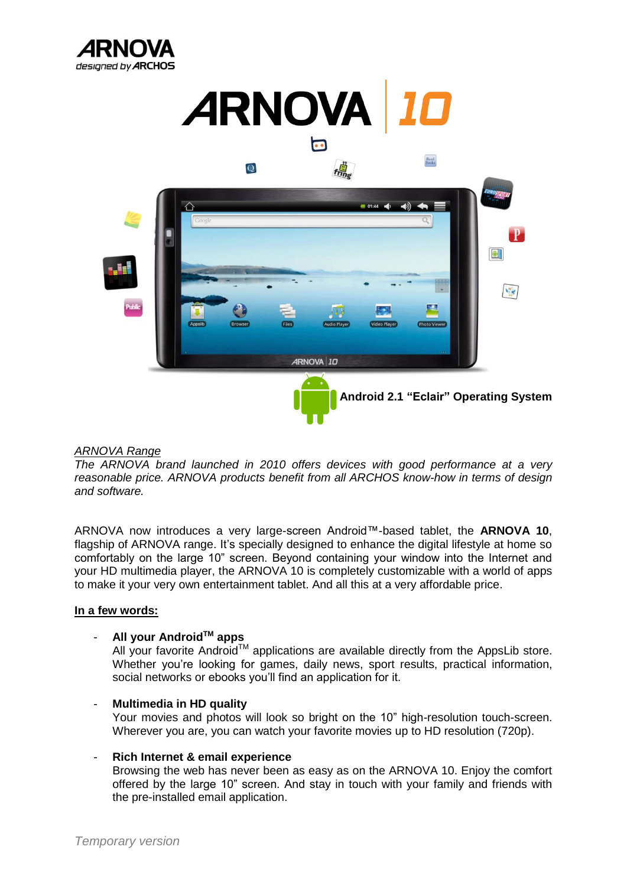ARNOVA
designed by ARCHOS

# ARNOVA | 10

**Android 2.1 "Eclair" Operating System**

*ARNOVA Range*

*The ARNOVA brand launched in 2010 offers devices with good performance at a very reasonable price. ARNOVA products benefit from all ARCHOS know-how in terms of design and software.*

ARNOVA now introduces a very large-screen Android™-based tablet, the **ARNOVA 10**, flagship of ARNOVA range. It's specially designed to enhance the digital lifestyle at home so comfortably on the large 10" screen. Beyond containing your window into the Internet and your HD multimedia player, the ARNOVA 10 is completely customizable with a world of apps to make it your very own entertainment tablet. And all this at a very affordable price.

**In a few words:**

- **All your Android™ apps**
  All your favorite Android™ applications are available directly from the AppsLib store. Whether you're looking for games, daily news, sport results, practical information, social networks or ebooks you'll find an application for it.

- **Multimedia in HD quality**
  Your movies and photos will look so bright on the 10" high-resolution touch-screen. Wherever you are, you can watch your favorite movies up to HD resolution (720p).

- **Rich Internet & email experience**
  Browsing the web has never been as easy as on the ARNOVA 10. Enjoy the comfort offered by the large 10" screen. And stay in touch with your family and friends with the pre-installed email application.

*Temporary version*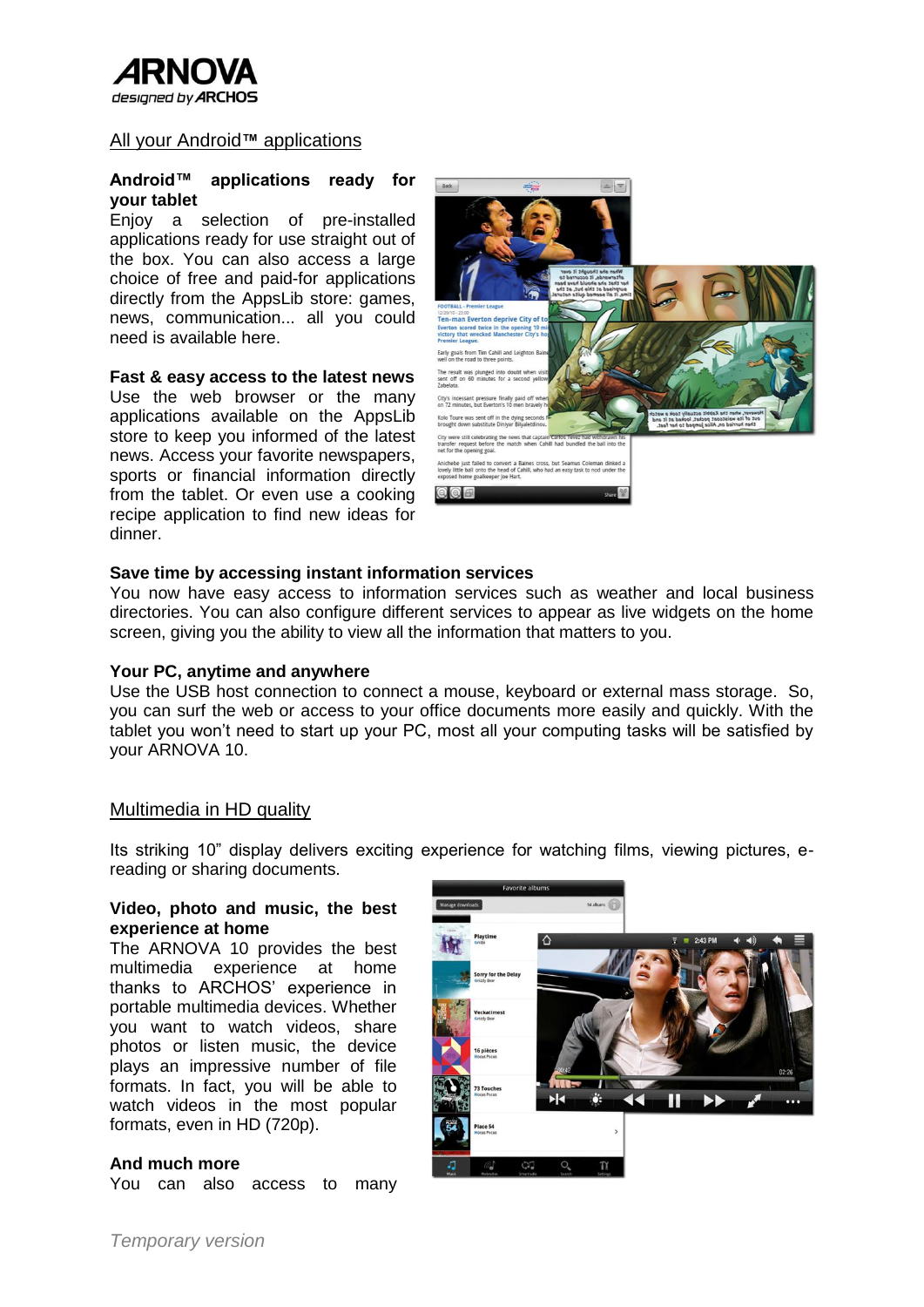## All your Android™ applications

**Android™ applications ready for your tablet**
Enjoy a selection of pre-installed applications ready for use straight out of the box. You can also access a large choice of free and paid-for applications directly from the AppsLib store: games, news, communication... all you could need is available here.

**Fast & easy access to the latest news**
Use the web browser or the many applications available on the AppsLib store to keep you informed of the latest news. Access your favorite newspapers, sports or financial information directly from the tablet. Or even use a cooking recipe application to find new ideas for dinner.

**Save time by accessing instant information services**
You now have easy access to information services such as weather and local business directories. You can also configure different services to appear as live widgets on the home screen, giving you the ability to view all the information that matters to you.

**Your PC, anytime and anywhere**
Use the USB host connection to connect a mouse, keyboard or external mass storage. So, you can surf the web or access to your office documents more easily and quickly. With the tablet you won't need to start up your PC, most all your computing tasks will be satisfied by your ARNOVA 10.

## Multimedia in HD quality

Its striking 10" display delivers exciting experience for watching films, viewing pictures, e-reading or sharing documents.

**Video, photo and music, the best experience at home**
The ARNOVA 10 provides the best multimedia experience at home thanks to ARCHOS' experience in portable multimedia devices. Whether you want to watch videos, share photos or listen music, the device plays an impressive number of file formats. In fact, you will be able to watch videos in the most popular formats, even in HD (720p).

**And much more**
You can also access to many

*Temporary version*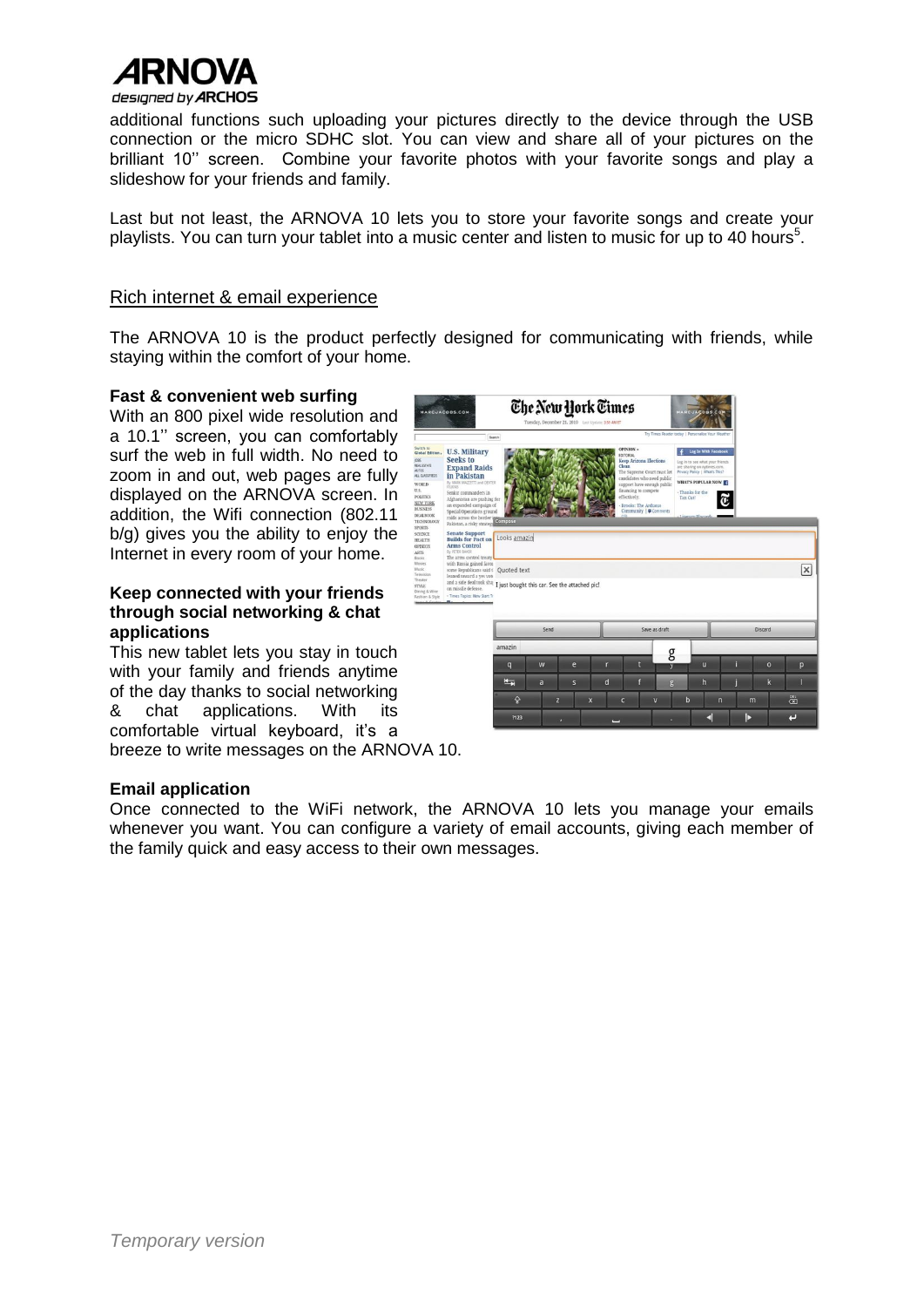additional functions such uploading your pictures directly to the device through the USB connection or the micro SDHC slot. You can view and share all of your pictures on the brilliant 10'' screen. Combine your favorite photos with your favorite songs and play a slideshow for your friends and family.

Last but not least, the ARNOVA 10 lets you to store your favorite songs and create your playlists. You can turn your tablet into a music center and listen to music for up to 40 hours[5].

## Rich internet & email experience

The ARNOVA 10 is the product perfectly designed for communicating with friends, while staying within the comfort of your home.

**Fast & convenient web surfing**
With an 800 pixel wide resolution and a 10.1'' screen, you can comfortably surf the web in full width. No need to zoom in and out, web pages are fully displayed on the ARNOVA screen. In addition, the Wifi connection (802.11 b/g) gives you the ability to enjoy the Internet in every room of your home.

**Keep connected with your friends through social networking & chat applications**
This new tablet lets you stay in touch with your family and friends anytime of the day thanks to social networking & chat applications. With its comfortable virtual keyboard, it's a breeze to write messages on the ARNOVA 10.

**Email application**
Once connected to the WiFi network, the ARNOVA 10 lets you manage your emails whenever you want. You can configure a variety of email accounts, giving each member of the family quick and easy access to their own messages.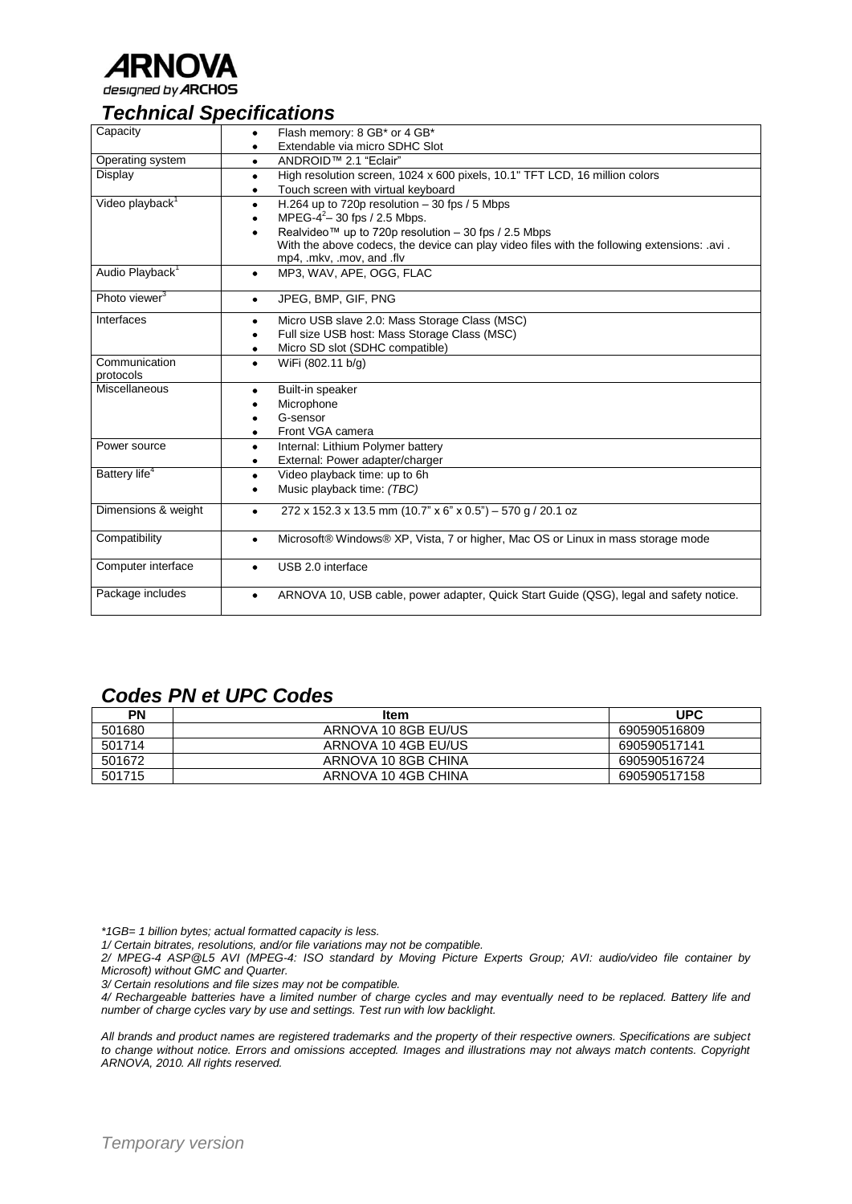**ARNOVA**
*designed by* **ARCHOS**

## *Technical Specifications*

| | |
|---|---|
| Capacity | • Flash memory: 8 GB* or 4 GB*<br>• Extendable via micro SDHC Slot |
| Operating system | • ANDROID™ 2.1 "Eclair" |
| Display | • High resolution screen, 1024 x 600 pixels, 10.1" TFT LCD, 16 million colors<br>• Touch screen with virtual keyboard |
| Video playback[1] | • H.264 up to 720p resolution – 30 fps / 5 Mbps<br>• MPEG-4[2] – 30 fps / 2.5 Mbps.<br>• Realvideo™ up to 720p resolution – 30 fps / 2.5 Mbps<br>With the above codecs, the device can play video files with the following extensions: .avi . mp4, .mkv, .mov, and .flv |
| Audio Playback[1] | • MP3, WAV, APE, OGG, FLAC |
| Photo viewer[3] | • JPEG, BMP, GIF, PNG |
| Interfaces | • Micro USB slave 2.0: Mass Storage Class (MSC)<br>• Full size USB host: Mass Storage Class (MSC)<br>• Micro SD slot (SDHC compatible) |
| Communication protocols | • WiFi (802.11 b/g) |
| Miscellaneous | • Built-in speaker<br>• Microphone<br>• G-sensor<br>• Front VGA camera |
| Power source | • Internal: Lithium Polymer battery<br>• External: Power adapter/charger |
| Battery life[4] | • Video playback time: up to 6h<br>• Music playback time: *(TBC)* |
| Dimensions & weight | • 272 x 152.3 x 13.5 mm (10.7" x 6" x 0.5") – 570 g / 20.1 oz |
| Compatibility | • Microsoft® Windows® XP, Vista, 7 or higher, Mac OS or Linux in mass storage mode |
| Computer interface | • USB 2.0 interface |
| Package includes | • ARNOVA 10, USB cable, power adapter, Quick Start Guide (QSG), legal and safety notice. |

## *Codes PN et UPC Codes*

| PN | Item | UPC |
|---|---|---|
| 501680 | ARNOVA 10 8GB EU/US | 690590516809 |
| 501714 | ARNOVA 10 4GB EU/US | 690590517141 |
| 501672 | ARNOVA 10 8GB CHINA | 690590516724 |
| 501715 | ARNOVA 10 4GB CHINA | 690590517158 |

*\*1GB= 1 billion bytes; actual formatted capacity is less.*
*1/ Certain bitrates, resolutions, and/or file variations may not be compatible.*
*2/ MPEG-4 ASP@L5 AVI (MPEG-4: ISO standard by Moving Picture Experts Group; AVI: audio/video file container by Microsoft) without GMC and Quarter.*
*3/ Certain resolutions and file sizes may not be compatible.*
*4/ Rechargeable batteries have a limited number of charge cycles and may eventually need to be replaced. Battery life and number of charge cycles vary by use and settings. Test run with low backlight.*

*All brands and product names are registered trademarks and the property of their respective owners. Specifications are subject to change without notice. Errors and omissions accepted. Images and illustrations may not always match contents. Copyright ARNOVA, 2010. All rights reserved.*

*Temporary version*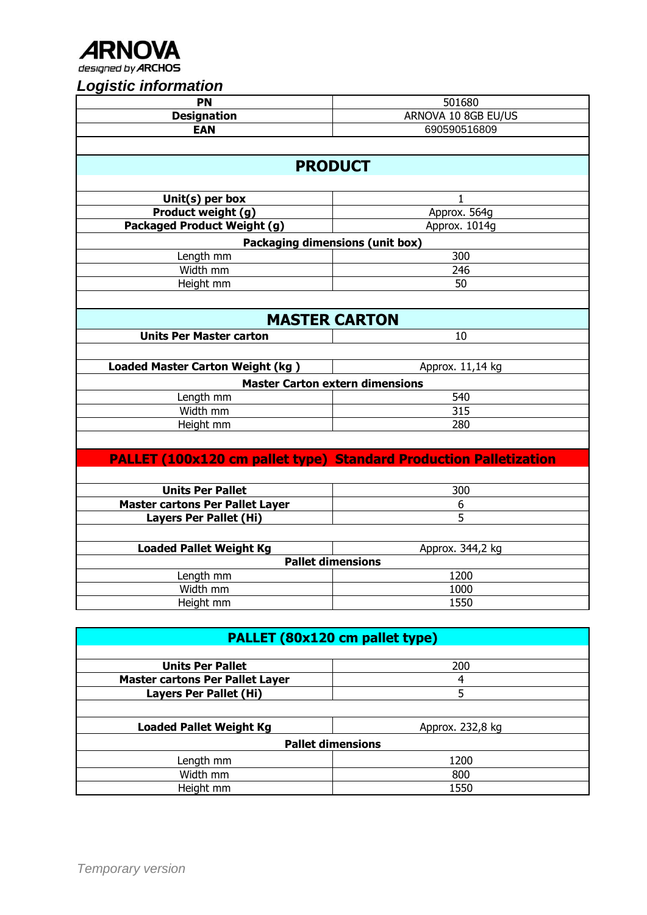ARNOVA

designed by ARCHOS

## Logistic information

| | |
|---|---|
| **PN** | 501680 |
| **Designation** | ARNOVA 10 8GB EU/US |
| **EAN** | 690590516809 |

## PRODUCT

| | |
|---|---|
| **Unit(s) per box** | 1 |
| **Product weight (g)** | Approx. 564g |
| **Packaged Product Weight (g)** | Approx. 1014g |
| **Packaging dimensions (unit box)** | |
| Length mm | 300 |
| Width mm | 246 |
| Height mm | 50 |

## MASTER CARTON

| | |
|---|---|
| **Units Per Master carton** | 10 |
| **Loaded Master Carton Weight (kg )** | Approx. 11,14 kg |
| **Master Carton extern dimensions** | |
| Length mm | 540 |
| Width mm | 315 |
| Height mm | 280 |

## PALLET (100x120 cm pallet type) Standard Production Palletization

| | |
|---|---|
| **Units Per Pallet** | 300 |
| **Master cartons Per Pallet Layer** | 6 |
| **Layers Per Pallet (Hi)** | 5 |
| **Loaded Pallet Weight Kg** | Approx. 344,2 kg |
| **Pallet dimensions** | |
| Length mm | 1200 |
| Width mm | 1000 |
| Height mm | 1550 |

## PALLET (80x120 cm pallet type)

| | |
|---|---|
| **Units Per Pallet** | 200 |
| **Master cartons Per Pallet Layer** | 4 |
| **Layers Per Pallet (Hi)** | 5 |
| **Loaded Pallet Weight Kg** | Approx. 232,8 kg |
| **Pallet dimensions** | |
| Length mm | 1200 |
| Width mm | 800 |
| Height mm | 1550 |

*Temporary version*